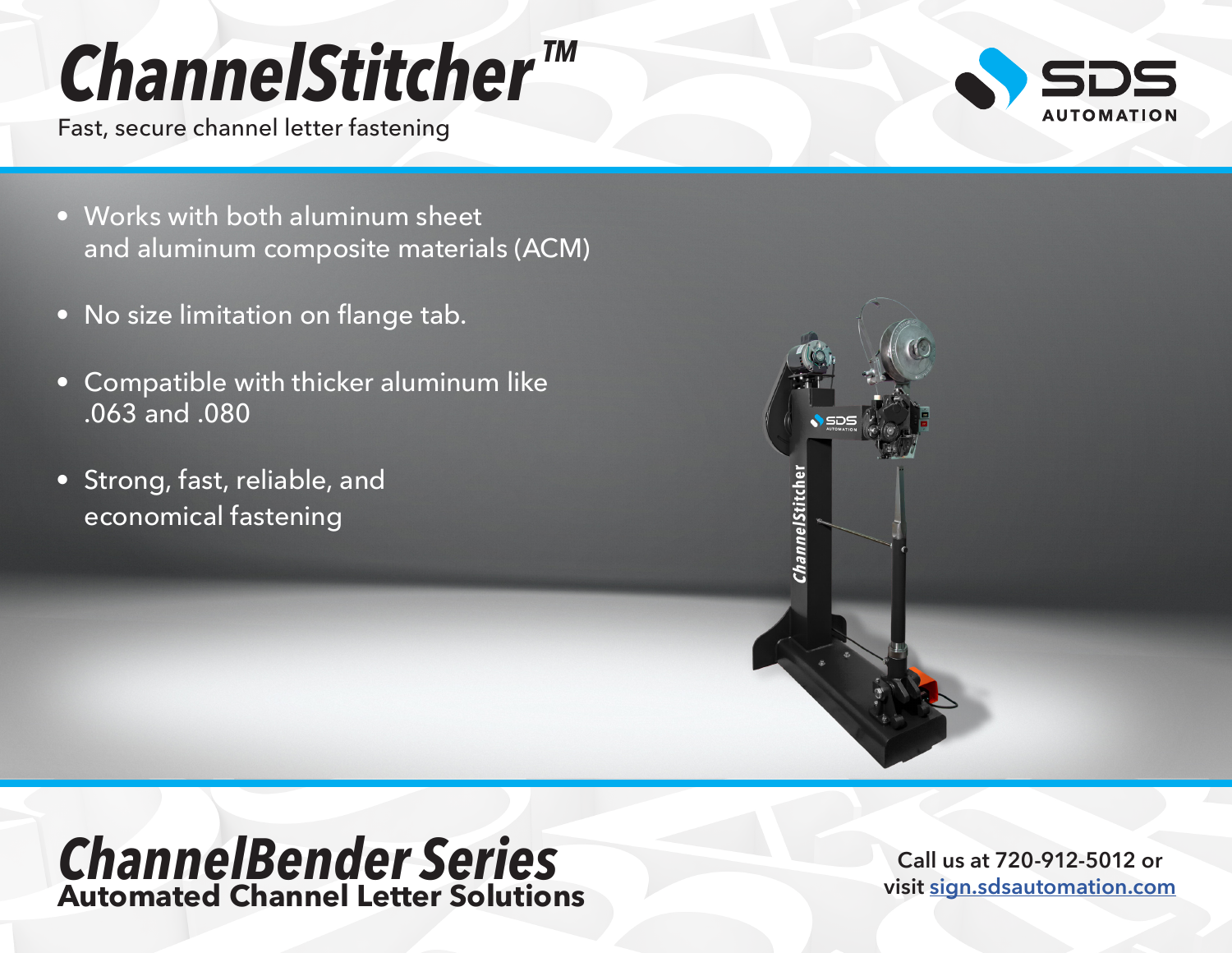# ChannelStitcher™

Fast, secure channel letter fastening

SDS AUTOMATION

- Works with both aluminum sheet and aluminum composite materials (ACM)
- No size limitation on flange tab.
- Compatible with thicker aluminum like .063 and .080
- Strong, fast, reliable, and economical fastening

## ChannelBender Series

**Automated Channel Letter Solutions**

Call us at 720-912-5012 or visit sign.sdsautomation.com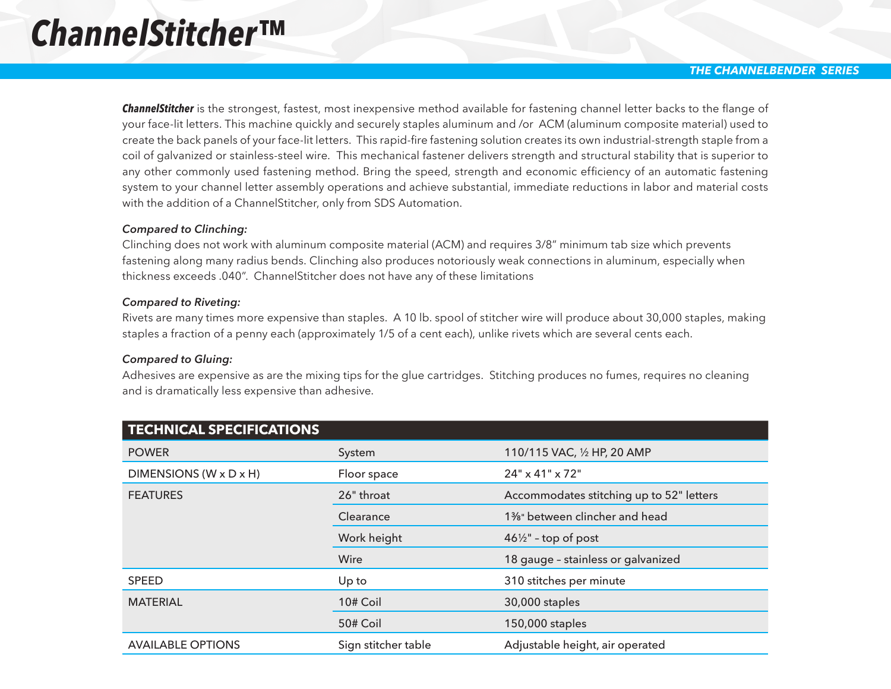# ChannelStitcher™

*THE CHANNELBENDER SERIES*

***ChannelStitcher*** is the strongest, fastest, most inexpensive method available for fastening channel letter backs to the flange of your face-lit letters. This machine quickly and securely staples aluminum and /or ACM (aluminum composite material) used to create the back panels of your face-lit letters. This rapid-fire fastening solution creates its own industrial-strength staple from a coil of galvanized or stainless-steel wire. This mechanical fastener delivers strength and structural stability that is superior to any other commonly used fastening method. Bring the speed, strength and economic efficiency of an automatic fastening system to your channel letter assembly operations and achieve substantial, immediate reductions in labor and material costs with the addition of a ChannelStitcher, only from SDS Automation.

*Compared to Clinching:*
Clinching does not work with aluminum composite material (ACM) and requires 3/8" minimum tab size which prevents fastening along many radius bends. Clinching also produces notoriously weak connections in aluminum, especially when thickness exceeds .040". ChannelStitcher does not have any of these limitations

*Compared to Riveting:*
Rivets are many times more expensive than staples. A 10 lb. spool of stitcher wire will produce about 30,000 staples, making staples a fraction of a penny each (approximately 1/5 of a cent each), unlike rivets which are several cents each.

*Compared to Gluing:*
Adhesives are expensive as are the mixing tips for the glue cartridges. Stitching produces no fumes, requires no cleaning and is dramatically less expensive than adhesive.

| TECHNICAL SPECIFICATIONS | | |
|---|---|---|
| POWER | System | 110/115 VAC, ½ HP, 20 AMP |
| DIMENSIONS (W x D x H) | Floor space | 24" x 41" x 72" |
| FEATURES | 26" throat | Accommodates stitching up to 52" letters |
| | Clearance | 1⅜" between clincher and head |
| | Work height | 46½" – top of post |
| | Wire | 18 gauge – stainless or galvanized |
| SPEED | Up to | 310 stitches per minute |
| MATERIAL | 10# Coil | 30,000 staples |
| | 50# Coil | 150,000 staples |
| AVAILABLE OPTIONS | Sign stitcher table | Adjustable height, air operated |